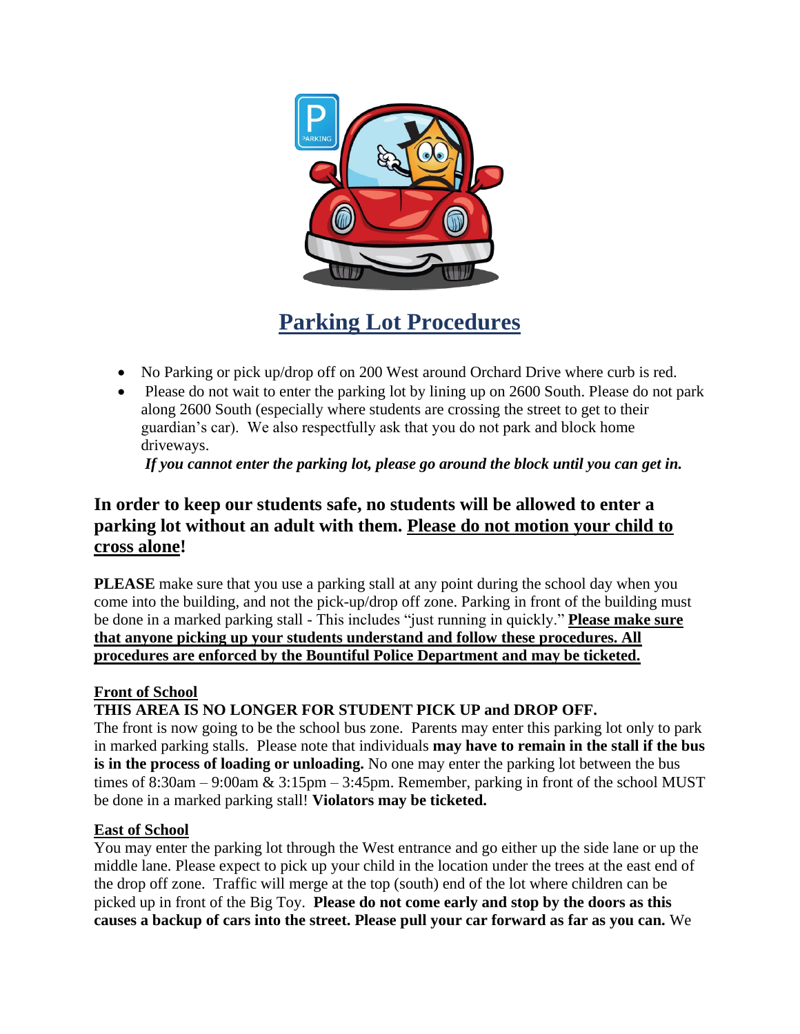# Parking Lot Procedures

- No Parking or pick up/drop off on 200 West around Orchard Drive where curb is red.
- Please do not wait to enter the parking lot by lining up on 2600 South. Please do not park along 2600 South (especially where students are crossing the street to get to their guardian's car). We also respectfully ask that you do not park and block home driveways.

  ***If you cannot enter the parking lot, please go around the block until you can get in.***

## In order to keep our students safe, no students will be allowed to enter a parking lot without an adult with them. Please do not motion your child to cross alone!

**PLEASE** make sure that you use a parking stall at any point during the school day when you come into the building, and not the pick-up/drop off zone. Parking in front of the building must be done in a marked parking stall - This includes "just running in quickly." **Please make sure that anyone picking up your students understand and follow these procedures. All procedures are enforced by the Bountiful Police Department and may be ticketed.**

**Front of School**

**THIS AREA IS NO LONGER FOR STUDENT PICK UP and DROP OFF.**

The front is now going to be the school bus zone. Parents may enter this parking lot only to park in marked parking stalls. Please note that individuals **may have to remain in the stall if the bus is in the process of loading or unloading.** No one may enter the parking lot between the bus times of 8:30am – 9:00am & 3:15pm – 3:45pm. Remember, parking in front of the school MUST be done in a marked parking stall! **Violators may be ticketed.**

**East of School**

You may enter the parking lot through the West entrance and go either up the side lane or up the middle lane. Please expect to pick up your child in the location under the trees at the east end of the drop off zone. Traffic will merge at the top (south) end of the lot where children can be picked up in front of the Big Toy. **Please do not come early and stop by the doors as this causes a backup of cars into the street. Please pull your car forward as far as you can.** We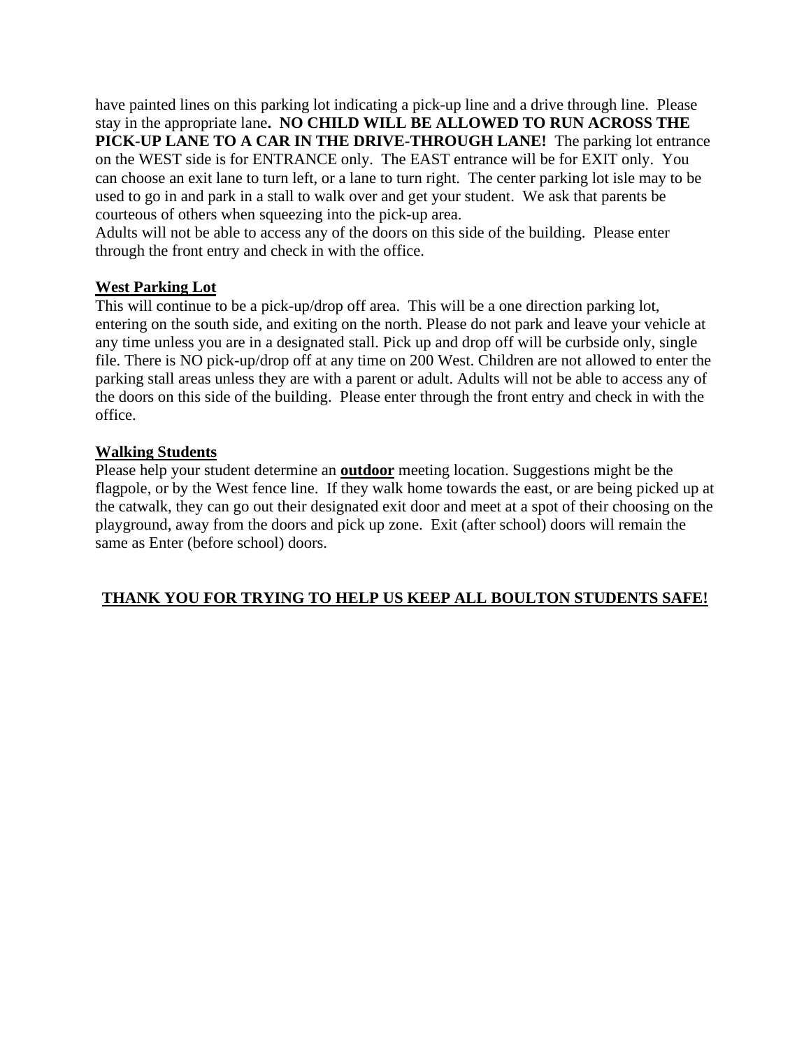have painted lines on this parking lot indicating a pick-up line and a drive through line. Please stay in the appropriate lane**. NO CHILD WILL BE ALLOWED TO RUN ACROSS THE PICK-UP LANE TO A CAR IN THE DRIVE-THROUGH LANE!** The parking lot entrance on the WEST side is for ENTRANCE only. The EAST entrance will be for EXIT only. You can choose an exit lane to turn left, or a lane to turn right. The center parking lot isle may to be used to go in and park in a stall to walk over and get your student. We ask that parents be courteous of others when squeezing into the pick-up area.
Adults will not be able to access any of the doors on this side of the building. Please enter through the front entry and check in with the office.

**West Parking Lot**
This will continue to be a pick-up/drop off area. This will be a one direction parking lot, entering on the south side, and exiting on the north. Please do not park and leave your vehicle at any time unless you are in a designated stall. Pick up and drop off will be curbside only, single file. There is NO pick-up/drop off at any time on 200 West. Children are not allowed to enter the parking stall areas unless they are with a parent or adult. Adults will not be able to access any of the doors on this side of the building. Please enter through the front entry and check in with the office.

**Walking Students**
Please help your student determine an **outdoor** meeting location. Suggestions might be the flagpole, or by the West fence line. If they walk home towards the east, or are being picked up at the catwalk, they can go out their designated exit door and meet at a spot of their choosing on the playground, away from the doors and pick up zone. Exit (after school) doors will remain the same as Enter (before school) doors.

**THANK YOU FOR TRYING TO HELP US KEEP ALL BOULTON STUDENTS SAFE!**